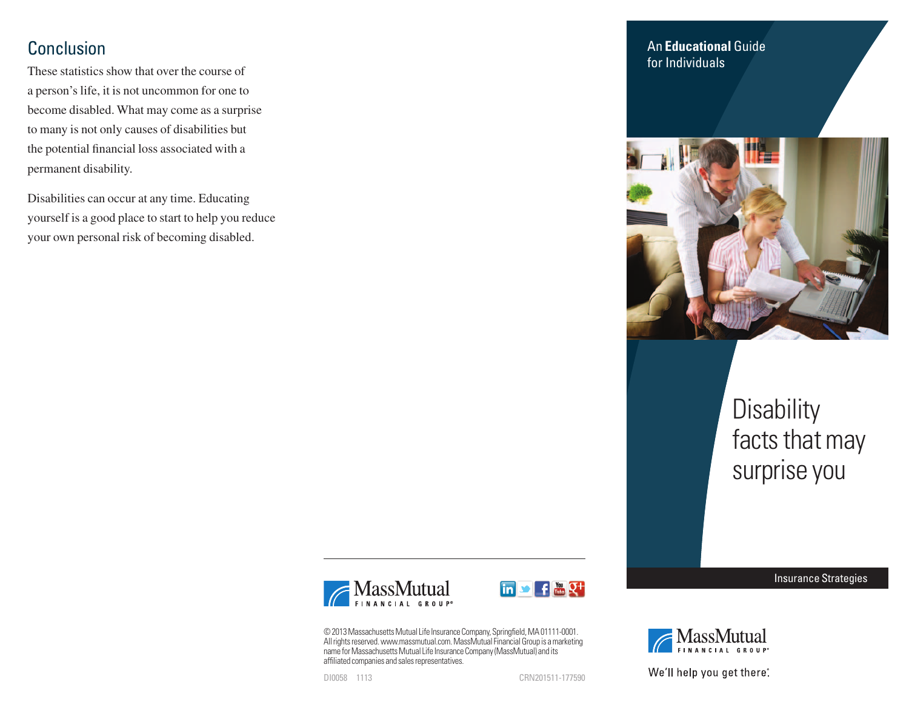## Conclusion

These statistics show that over the course of a person's life, it is not uncommon for one to become disabled. What may come as a surprise to many is not only causes of disabilities but the potential financial loss associated with a permanent disability.

Disabilities can occur at any time. Educating yourself is a good place to start to help you reduce your own personal risk of becoming disabled.

MassMutual FINANCIAL GROUP®

© 2013 Massachusetts Mutual Life Insurance Company, Springfield, MA 01111-0001. All rights reserved. www.massmutual.com. MassMutual Financial Group is a marketing name for Massachusetts Mutual Life Insurance Company (MassMutual) and its affiliated companies and sales representatives.

DI0058 1113 CRN201511-177590

An **Educational** Guide for Individuals

# Disability facts that may surprise you

Insurance Strategies

MassMutual FINANCIAL GROUP®

We'll help you get there®.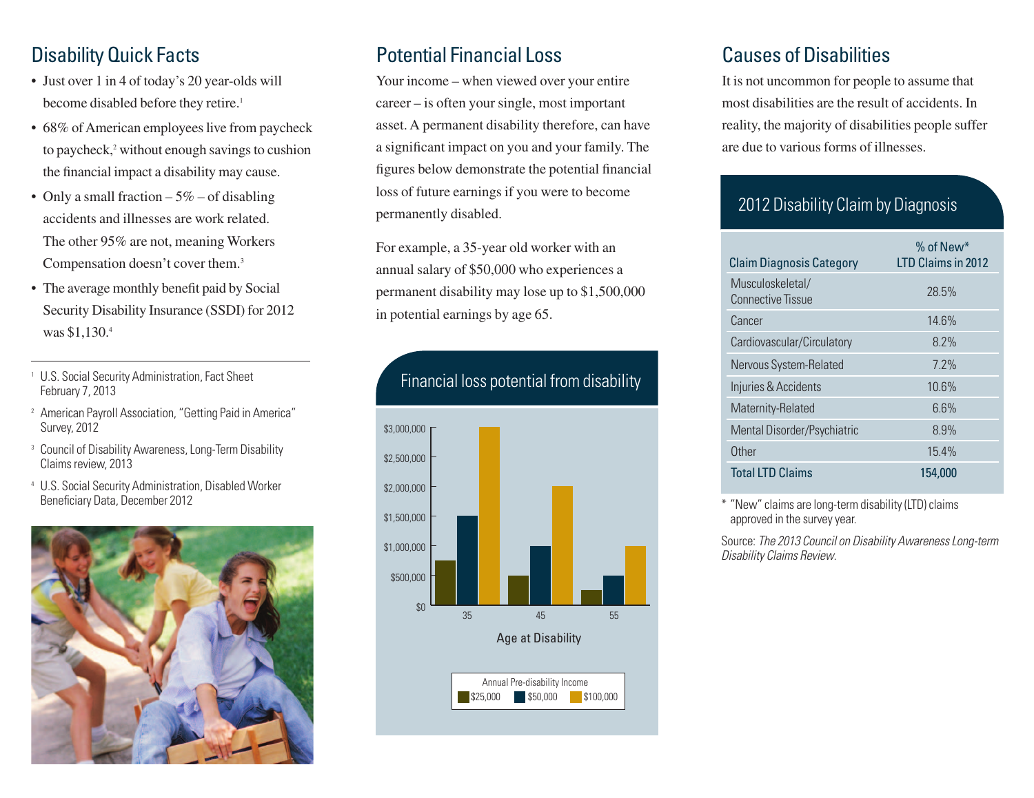## Disability Quick Facts

- Just over 1 in 4 of today's 20 year-olds will become disabled before they retire.[1]
- 68% of American employees live from paycheck to paycheck,[2] without enough savings to cushion the financial impact a disability may cause.
- Only a small fraction – 5% – of disabling accidents and illnesses are work related. The other 95% are not, meaning Workers Compensation doesn't cover them.[3]
- The average monthly benefit paid by Social Security Disability Insurance (SSDI) for 2012 was $1,130.[4]

---

1 U.S. Social Security Administration, Fact Sheet February 7, 2013

2 American Payroll Association, "Getting Paid in America" Survey, 2012

3 Council of Disability Awareness, Long-Term Disability Claims review, 2013

4 U.S. Social Security Administration, Disabled Worker Beneficiary Data, December 2012

## Potential Financial Loss

Your income – when viewed over your entire career – is often your single, most important asset. A permanent disability therefore, can have a significant impact on you and your family. The figures below demonstrate the potential financial loss of future earnings if you were to become permanently disabled.

For example, a 35-year old worker with an annual salary of $50,000 who experiences a permanent disability may lose up to $1,500,000 in potential earnings by age 65.

### Financial loss potential from disability

$3,000,000
$2,500,000
$2,000,000
$1,500,000
$1,000,000
$500,000
$0

35
45
55

Age at Disability

Annual Pre-disability Income
$25,000
$50,000
$100,000

## Causes of Disabilities

It is not uncommon for people to assume that most disabilities are the result of accidents. In reality, the majority of disabilities people suffer are due to various forms of illnesses.

### 2012 Disability Claim by Diagnosis

| Claim Diagnosis Category | % of New* LTD Claims in 2012 |
|---|---|
| Musculoskeletal/ Connective Tissue | 28.5% |
| Cancer | 14.6% |
| Cardiovascular/Circulatory | 8.2% |
| Nervous System-Related | 7.2% |
| Injuries & Accidents | 10.6% |
| Maternity-Related | 6.6% |
| Mental Disorder/Psychiatric | 8.9% |
| Other | 15.4% |
| **Total LTD Claims** | **154,000** |

* "New" claims are long-term disability (LTD) claims approved in the survey year.

Source: *The 2013 Council on Disability Awareness Long-term Disability Claims Review.*